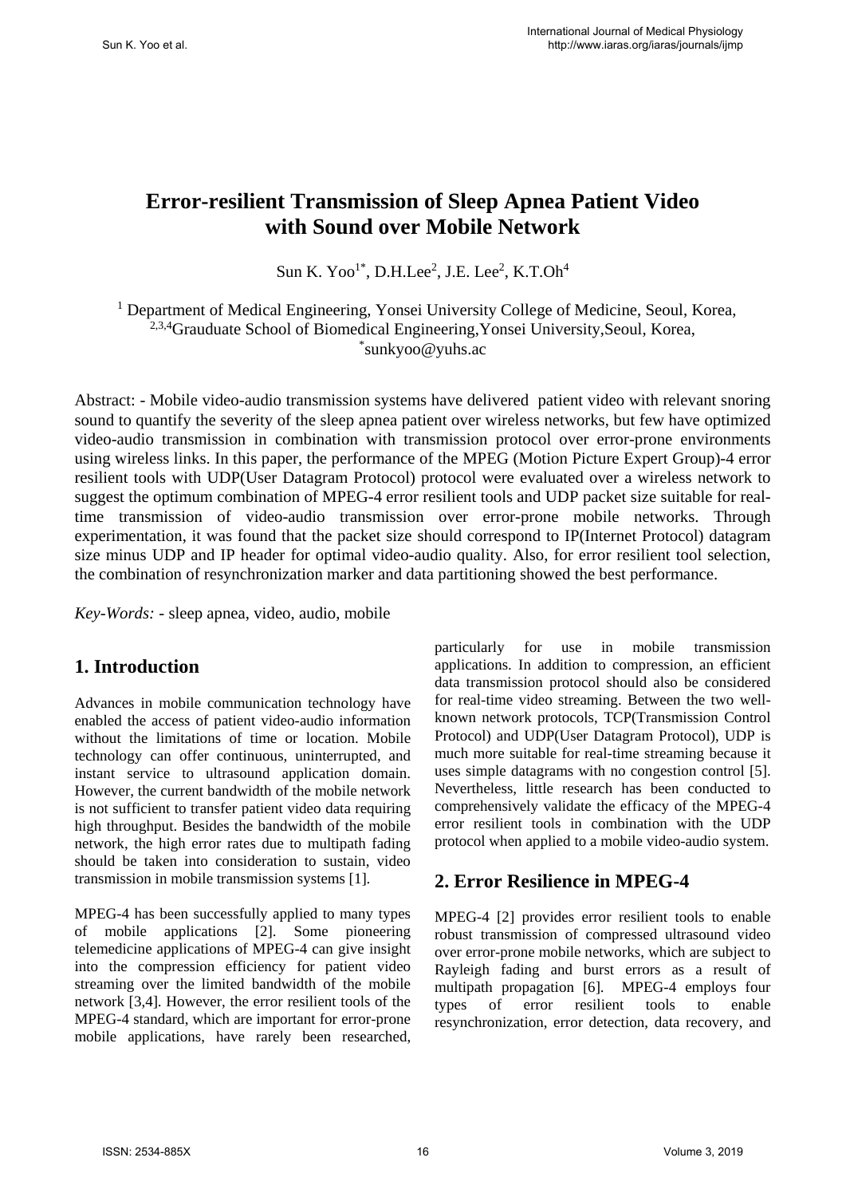# Error-resilient Transmission of Sleep Apnea Patient Video with Sound over Mobile Network

Sun K. Yoo[1*], D.H.Lee[2], J.E. Lee[2], K.T.Oh[4]

[1] Department of Medical Engineering, Yonsei University College of Medicine, Seoul, Korea,
[2,3,4]Grauduate School of Biomedical Engineering,Yonsei University,Seoul, Korea,
[*]sunkyoo@yuhs.ac

Abstract: - Mobile video-audio transmission systems have delivered patient video with relevant snoring sound to quantify the severity of the sleep apnea patient over wireless networks, but few have optimized video-audio transmission in combination with transmission protocol over error-prone environments using wireless links. In this paper, the performance of the MPEG (Motion Picture Expert Group)-4 error resilient tools with UDP(User Datagram Protocol) protocol were evaluated over a wireless network to suggest the optimum combination of MPEG-4 error resilient tools and UDP packet size suitable for real-time transmission of video-audio transmission over error-prone mobile networks. Through experimentation, it was found that the packet size should correspond to IP(Internet Protocol) datagram size minus UDP and IP header for optimal video-audio quality. Also, for error resilient tool selection, the combination of resynchronization marker and data partitioning showed the best performance.

*Key-Words:* - sleep apnea, video, audio, mobile

## 1. Introduction

Advances in mobile communication technology have enabled the access of patient video-audio information without the limitations of time or location. Mobile technology can offer continuous, uninterrupted, and instant service to ultrasound application domain. However, the current bandwidth of the mobile network is not sufficient to transfer patient video data requiring high throughput. Besides the bandwidth of the mobile network, the high error rates due to multipath fading should be taken into consideration to sustain, video transmission in mobile transmission systems [1].

MPEG-4 has been successfully applied to many types of mobile applications [2]. Some pioneering telemedicine applications of MPEG-4 can give insight into the compression efficiency for patient video streaming over the limited bandwidth of the mobile network [3,4]. However, the error resilient tools of the MPEG-4 standard, which are important for error-prone mobile applications, have rarely been researched, particularly for use in mobile transmission applications. In addition to compression, an efficient data transmission protocol should also be considered for real-time video streaming. Between the two well-known network protocols, TCP(Transmission Control Protocol) and UDP(User Datagram Protocol), UDP is much more suitable for real-time streaming because it uses simple datagrams with no congestion control [5]. Nevertheless, little research has been conducted to comprehensively validate the efficacy of the MPEG-4 error resilient tools in combination with the UDP protocol when applied to a mobile video-audio system.

## 2. Error Resilience in MPEG-4

MPEG-4 [2] provides error resilient tools to enable robust transmission of compressed ultrasound video over error-prone mobile networks, which are subject to Rayleigh fading and burst errors as a result of multipath propagation [6]. MPEG-4 employs four types of error resilient tools to enable resynchronization, error detection, data recovery, and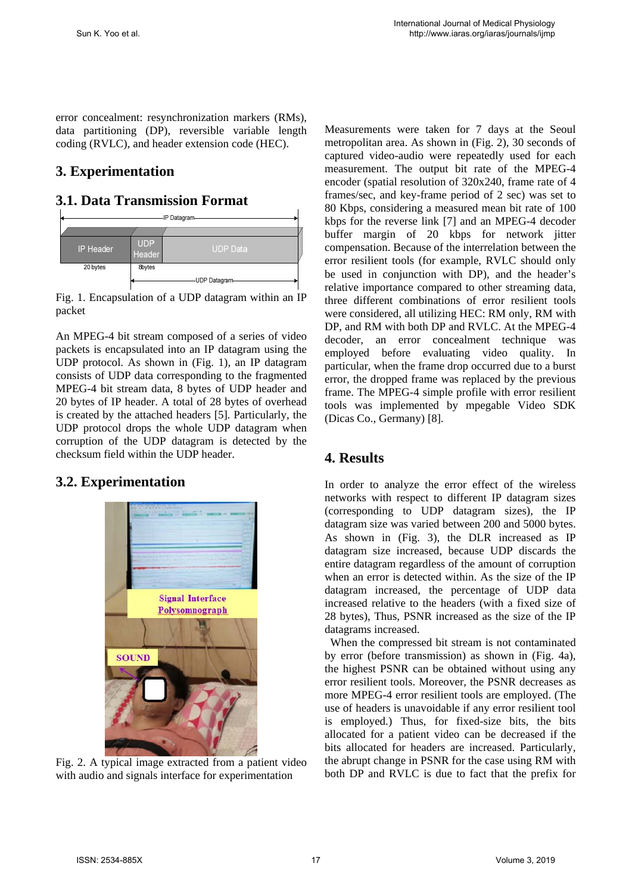error concealment: resynchronization markers (RMs), data partitioning (DP), reversible variable length coding (RVLC), and header extension code (HEC).

## 3. Experimentation

### 3.1. Data Transmission Format

Fig. 1. Encapsulation of a UDP datagram within an IP packet

An MPEG-4 bit stream composed of a series of video packets is encapsulated into an IP datagram using the UDP protocol. As shown in (Fig. 1), an IP datagram consists of UDP data corresponding to the fragmented MPEG-4 bit stream data, 8 bytes of UDP header and 20 bytes of IP header. A total of 28 bytes of overhead is created by the attached headers [5]. Particularly, the UDP protocol drops the whole UDP datagram when corruption of the UDP datagram is detected by the checksum field within the UDP header.

### 3.2. Experimentation

Fig. 2. A typical image extracted from a patient video with audio and signals interface for experimentation

Measurements were taken for 7 days at the Seoul metropolitan area. As shown in (Fig. 2), 30 seconds of captured video-audio were repeatedly used for each measurement. The output bit rate of the MPEG-4 encoder (spatial resolution of 320x240, frame rate of 4 frames/sec, and key-frame period of 2 sec) was set to 80 Kbps, considering a measured mean bit rate of 100 kbps for the reverse link [7] and an MPEG-4 decoder buffer margin of 20 kbps for network jitter compensation. Because of the interrelation between the error resilient tools (for example, RVLC should only be used in conjunction with DP), and the header's relative importance compared to other streaming data, three different combinations of error resilient tools were considered, all utilizing HEC: RM only, RM with DP, and RM with both DP and RVLC. At the MPEG-4 decoder, an error concealment technique was employed before evaluating video quality. In particular, when the frame drop occurred due to a burst error, the dropped frame was replaced by the previous frame. The MPEG-4 simple profile with error resilient tools was implemented by mpegable Video SDK (Dicas Co., Germany) [8].

## 4. Results

In order to analyze the error effect of the wireless networks with respect to different IP datagram sizes (corresponding to UDP datagram sizes), the IP datagram size was varied between 200 and 5000 bytes. As shown in (Fig. 3), the DLR increased as IP datagram size increased, because UDP discards the entire datagram regardless of the amount of corruption when an error is detected within. As the size of the IP datagram increased, the percentage of UDP data increased relative to the headers (with a fixed size of 28 bytes), Thus, PSNR increased as the size of the IP datagrams increased.

When the compressed bit stream is not contaminated by error (before transmission) as shown in (Fig. 4a), the highest PSNR can be obtained without using any error resilient tools. Moreover, the PSNR decreases as more MPEG-4 error resilient tools are employed. (The use of headers is unavoidable if any error resilient tool is employed.) Thus, for fixed-size bits, the bits allocated for a patient video can be decreased if the bits allocated for headers are increased. Particularly, the abrupt change in PSNR for the case using RM with both DP and RVLC is due to fact that the prefix for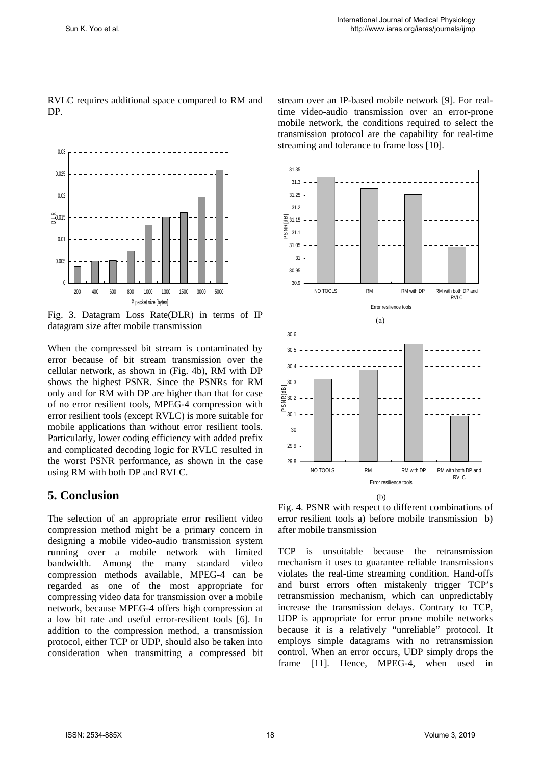RVLC requires additional space compared to RM and DP.

Fig. 3. Datagram Loss Rate(DLR) in terms of IP datagram size after mobile transmission

When the compressed bit stream is contaminated by error because of bit stream transmission over the cellular network, as shown in (Fig. 4b), RM with DP shows the highest PSNR. Since the PSNRs for RM only and for RM with DP are higher than that for case of no error resilient tools, MPEG-4 compression with error resilient tools (except RVLC) is more suitable for mobile applications than without error resilient tools. Particularly, lower coding efficiency with added prefix and complicated decoding logic for RVLC resulted in the worst PSNR performance, as shown in the case using RM with both DP and RVLC.

## 5. Conclusion

The selection of an appropriate error resilient video compression method might be a primary concern in designing a mobile video-audio transmission system running over a mobile network with limited bandwidth. Among the many standard video compression methods available, MPEG-4 can be regarded as one of the most appropriate for compressing video data for transmission over a mobile network, because MPEG-4 offers high compression at a low bit rate and useful error-resilient tools [6]. In addition to the compression method, a transmission protocol, either TCP or UDP, should also be taken into consideration when transmitting a compressed bit stream over an IP-based mobile network [9]. For real-time video-audio transmission over an error-prone mobile network, the conditions required to select the transmission protocol are the capability for real-time streaming and tolerance to frame loss [10].

(a)

(b)

Fig. 4. PSNR with respect to different combinations of error resilient tools a) before mobile transmission b) after mobile transmission

TCP is unsuitable because the retransmission mechanism it uses to guarantee reliable transmissions violates the real-time streaming condition. Hand-offs and burst errors often mistakenly trigger TCP's retransmission mechanism, which can unpredictably increase the transmission delays. Contrary to TCP, UDP is appropriate for error prone mobile networks because it is a relatively "unreliable" protocol. It employs simple datagrams with no retransmission control. When an error occurs, UDP simply drops the frame [11]. Hence, MPEG-4, when used in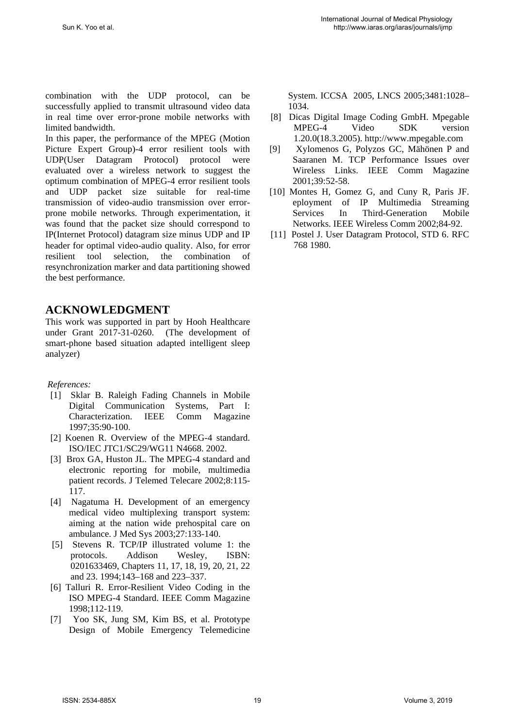combination with the UDP protocol, can be successfully applied to transmit ultrasound video data in real time over error-prone mobile networks with limited bandwidth.

In this paper, the performance of the MPEG (Motion Picture Expert Group)-4 error resilient tools with UDP(User Datagram Protocol) protocol were evaluated over a wireless network to suggest the optimum combination of MPEG-4 error resilient tools and UDP packet size suitable for real-time transmission of video-audio transmission over error-prone mobile networks. Through experimentation, it was found that the packet size should correspond to IP(Internet Protocol) datagram size minus UDP and IP header for optimal video-audio quality. Also, for error resilient tool selection, the combination of resynchronization marker and data partitioning showed the best performance.

## ACKNOWLEDGMENT

This work was supported in part by Hooh Healthcare under Grant 2017-31-0260. (The development of smart-phone based situation adapted intelligent sleep analyzer)

*References:*

[1] Sklar B. Raleigh Fading Channels in Mobile Digital Communication Systems, Part I: Characterization. IEEE Comm Magazine 1997;35:90-100.

[2] Koenen R. Overview of the MPEG-4 standard. ISO/IEC JTC1/SC29/WG11 N4668. 2002.

[3] Brox GA, Huston JL. The MPEG-4 standard and electronic reporting for mobile, multimedia patient records. J Telemed Telecare 2002;8:115-117.

[4] Nagatuma H. Development of an emergency medical video multiplexing transport system: aiming at the nation wide prehospital care on ambulance. J Med Sys 2003;27:133-140.

[5] Stevens R. TCP/IP illustrated volume 1: the protocols. Addison Wesley, ISBN: 0201633469, Chapters 11, 17, 18, 19, 20, 21, 22 and 23. 1994;143–168 and 223–337.

[6] Talluri R. Error-Resilient Video Coding in the ISO MPEG-4 Standard. IEEE Comm Magazine 1998;112-119.

[7] Yoo SK, Jung SM, Kim BS, et al. Prototype Design of Mobile Emergency Telemedicine System. ICCSA 2005, LNCS 2005;3481:1028–1034.

[8] Dicas Digital Image Coding GmbH. Mpegable MPEG-4 Video SDK version 1.20.0(18.3.2005). http://www.mpegable.com

[9] Xylomenos G, Polyzos GC, Mähönen P and Saaranen M. TCP Performance Issues over Wireless Links. IEEE Comm Magazine 2001;39:52-58.

[10] Montes H, Gomez G, and Cuny R, Paris JF. eployment of IP Multimedia Streaming Services In Third-Generation Mobile Networks. IEEE Wireless Comm 2002;84-92.

[11] Postel J. User Datagram Protocol, STD 6. RFC 768 1980.